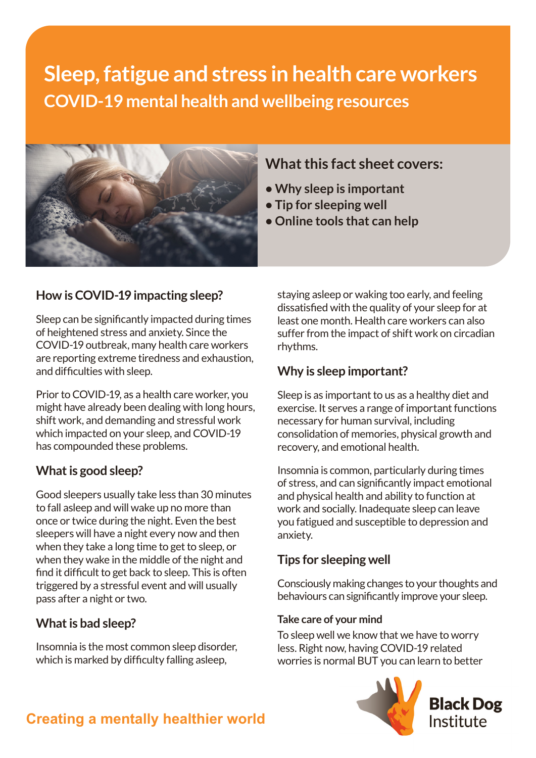# Sleep, fatigue and stress in health care workers

## COVID-19 mental health and wellbeing resources

### What this fact sheet covers:

- Why sleep is important
- Tip for sleeping well
- Online tools that can help

### How is COVID-19 impacting sleep?

Sleep can be significantly impacted during times of heightened stress and anxiety. Since the COVID-19 outbreak, many health care workers are reporting extreme tiredness and exhaustion, and difficulties with sleep.

Prior to COVID-19, as a health care worker, you might have already been dealing with long hours, shift work, and demanding and stressful work which impacted on your sleep, and COVID-19 has compounded these problems.

### What is good sleep?

Good sleepers usually take less than 30 minutes to fall asleep and will wake up no more than once or twice during the night. Even the best sleepers will have a night every now and then when they take a long time to get to sleep, or when they wake in the middle of the night and find it difficult to get back to sleep. This is often triggered by a stressful event and will usually pass after a night or two.

### What is bad sleep?

Insomnia is the most common sleep disorder, which is marked by difficulty falling asleep, staying asleep or waking too early, and feeling dissatisfied with the quality of your sleep for at least one month. Health care workers can also suffer from the impact of shift work on circadian rhythms.

### Why is sleep important?

Sleep is as important to us as a healthy diet and exercise. It serves a range of important functions necessary for human survival, including consolidation of memories, physical growth and recovery, and emotional health.

Insomnia is common, particularly during times of stress, and can significantly impact emotional and physical health and ability to function at work and socially. Inadequate sleep can leave you fatigued and susceptible to depression and anxiety.

### Tips for sleeping well

Consciously making changes to your thoughts and behaviours can significantly improve your sleep.

#### Take care of your mind

To sleep well we know that we have to worry less. Right now, having COVID-19 related worries is normal BUT you can learn to better

Creating a mentally healthier world

Black Dog Institute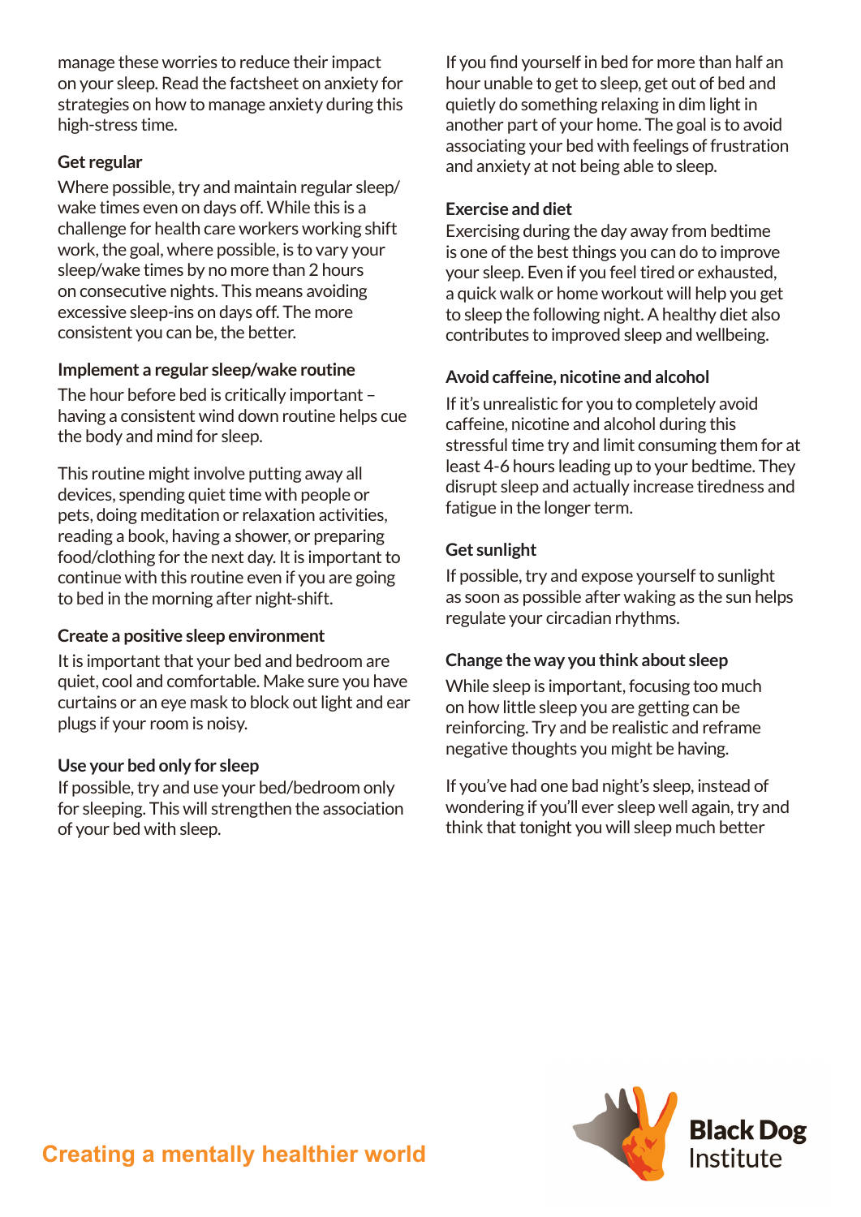manage these worries to reduce their impact on your sleep. Read the factsheet on anxiety for strategies on how to manage anxiety during this high-stress time.

### Get regular

Where possible, try and maintain regular sleep/wake times even on days off. While this is a challenge for health care workers working shift work, the goal, where possible, is to vary your sleep/wake times by no more than 2 hours on consecutive nights. This means avoiding excessive sleep-ins on days off. The more consistent you can be, the better.

### Implement a regular sleep/wake routine

The hour before bed is critically important – having a consistent wind down routine helps cue the body and mind for sleep.

This routine might involve putting away all devices, spending quiet time with people or pets, doing meditation or relaxation activities, reading a book, having a shower, or preparing food/clothing for the next day. It is important to continue with this routine even if you are going to bed in the morning after night-shift.

### Create a positive sleep environment

It is important that your bed and bedroom are quiet, cool and comfortable. Make sure you have curtains or an eye mask to block out light and ear plugs if your room is noisy.

### Use your bed only for sleep

If possible, try and use your bed/bedroom only for sleeping. This will strengthen the association of your bed with sleep.

If you find yourself in bed for more than half an hour unable to get to sleep, get out of bed and quietly do something relaxing in dim light in another part of your home. The goal is to avoid associating your bed with feelings of frustration and anxiety at not being able to sleep.

### Exercise and diet

Exercising during the day away from bedtime is one of the best things you can do to improve your sleep. Even if you feel tired or exhausted, a quick walk or home workout will help you get to sleep the following night. A healthy diet also contributes to improved sleep and wellbeing.

### Avoid caffeine, nicotine and alcohol

If it's unrealistic for you to completely avoid caffeine, nicotine and alcohol during this stressful time try and limit consuming them for at least 4-6 hours leading up to your bedtime. They disrupt sleep and actually increase tiredness and fatigue in the longer term.

### Get sunlight

If possible, try and expose yourself to sunlight as soon as possible after waking as the sun helps regulate your circadian rhythms.

### Change the way you think about sleep

While sleep is important, focusing too much on how little sleep you are getting can be reinforcing. Try and be realistic and reframe negative thoughts you might be having.

If you've had one bad night's sleep, instead of wondering if you'll ever sleep well again, try and think that tonight you will sleep much better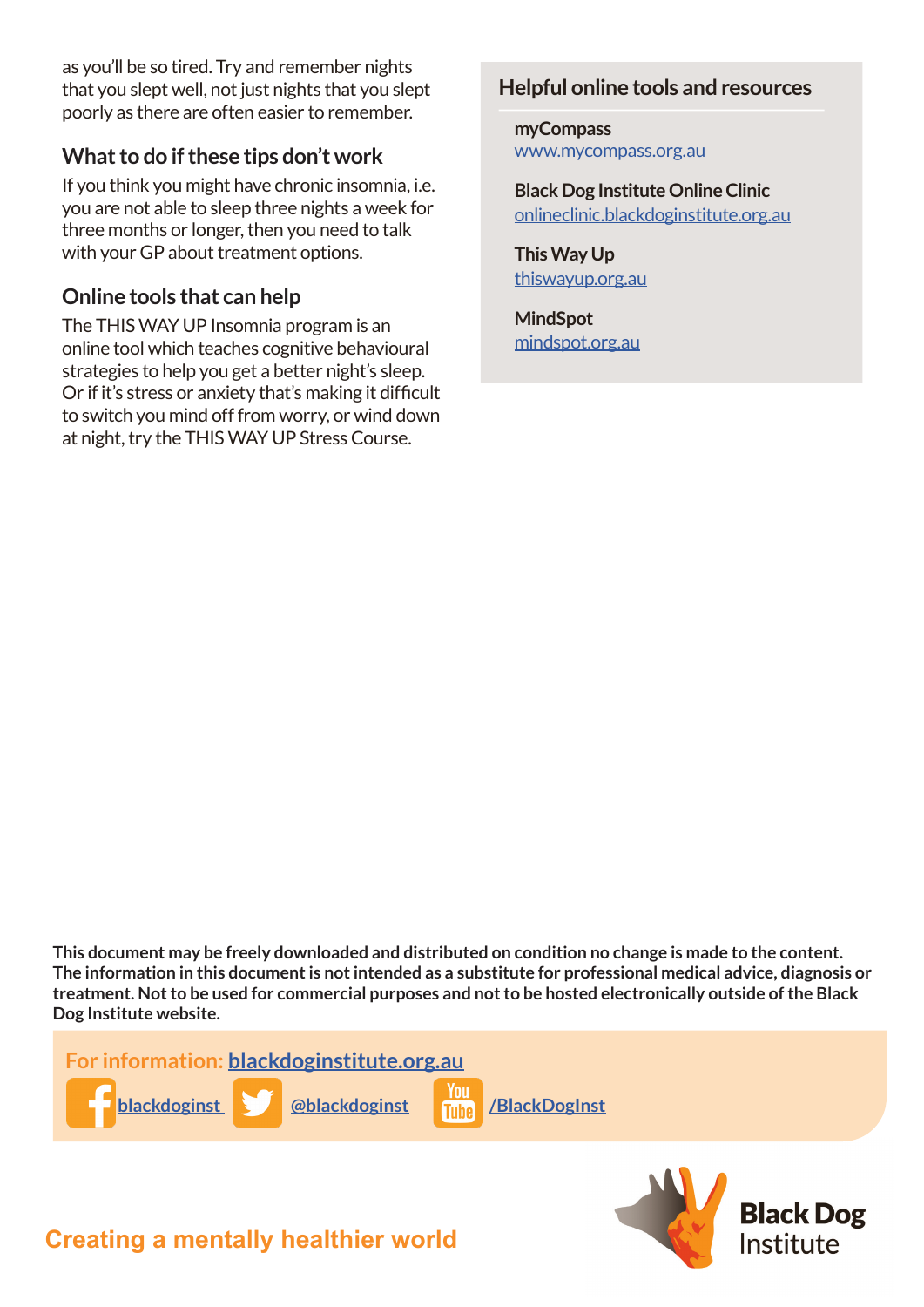as you'll be so tired. Try and remember nights that you slept well, not just nights that you slept poorly as there are often easier to remember.

## What to do if these tips don't work

If you think you might have chronic insomnia, i.e. you are not able to sleep three nights a week for three months or longer, then you need to talk with your GP about treatment options.

## Online tools that can help

The THIS WAY UP Insomnia program is an online tool which teaches cognitive behavioural strategies to help you get a better night's sleep. Or if it's stress or anxiety that's making it difficult to switch you mind off from worry, or wind down at night, try the THIS WAY UP Stress Course.

## Helpful online tools and resources

**myCompass**
www.mycompass.org.au

**Black Dog Institute Online Clinic**
onlineclinic.blackdoginstitute.org.au

**This Way Up**
thiswayup.org.au

**MindSpot**
mindspot.org.au

**This document may be freely downloaded and distributed on condition no change is made to the content. The information in this document is not intended as a substitute for professional medical advice, diagnosis or treatment. Not to be used for commercial purposes and not to be hosted electronically outside of the Black Dog Institute website.**

For information: blackdoginstitute.org.au

blackdoginst @blackdoginst /BlackDogInst

Creating a mentally healthier world

Black Dog Institute